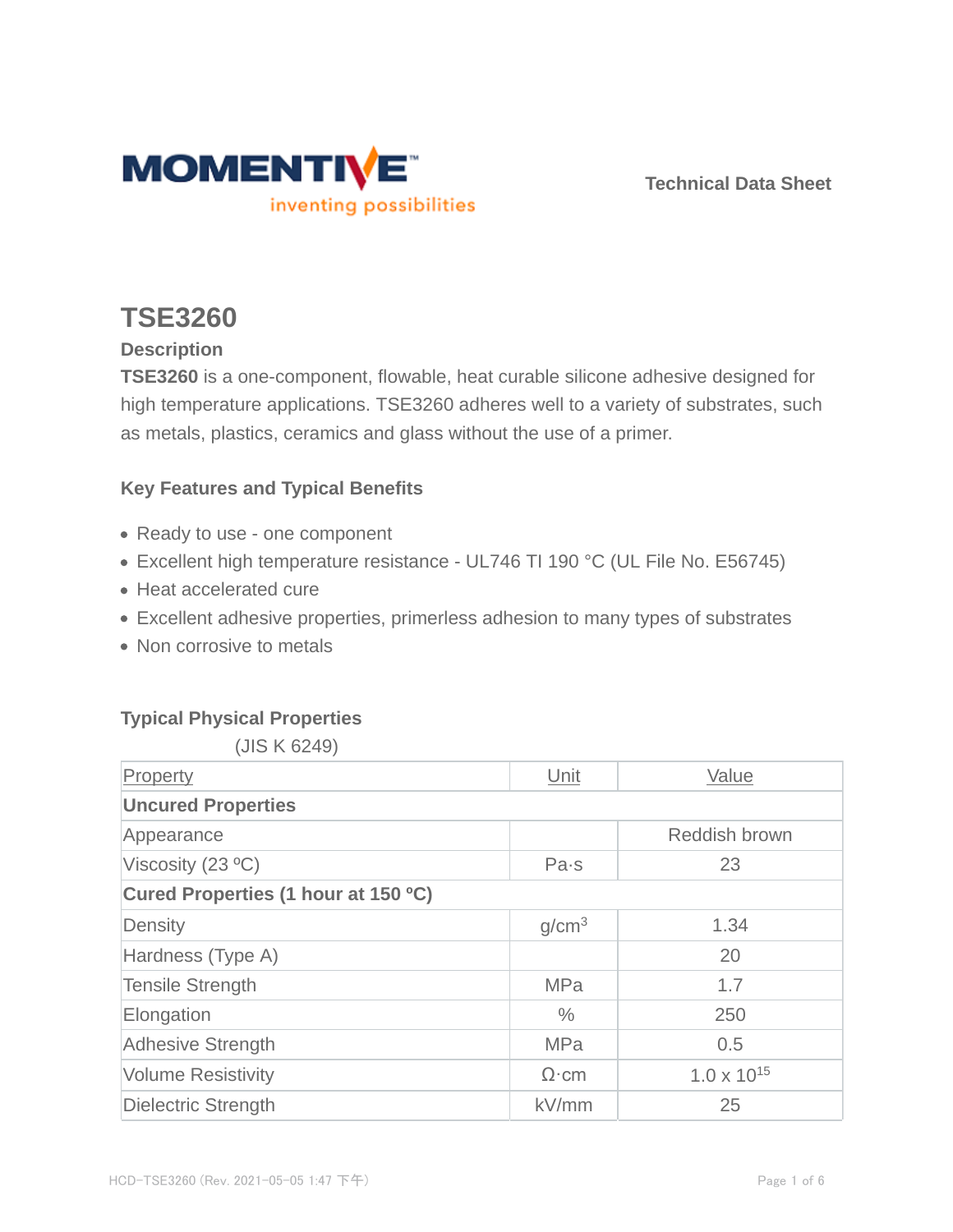MOMENTIVE™

inventing possibilities

Technical Data Sheet

# TSE3260

## Description

**TSE3260** is a one-component, flowable, heat curable silicone adhesive designed for high temperature applications. TSE3260 adheres well to a variety of substrates, such as metals, plastics, ceramics and glass without the use of a primer.

## Key Features and Typical Benefits

- Ready to use - one component
- Excellent high temperature resistance - UL746 TI 190 °C (UL File No. E56745)
- Heat accelerated cure
- Excellent adhesive properties, primerless adhesion to many types of substrates
- Non corrosive to metals

## Typical Physical Properties

(JIS K 6249)

| Property | Unit | Value |
|---|---|---|
| **Uncured Properties** | | |
| Appearance | | Reddish brown |
| Viscosity (23 ºC) | Pa·s | 23 |
| **Cured Properties (1 hour at 150 ºC)** | | |
| Density | $g/cm^3$ | 1.34 |
| Hardness (Type A) | | 20 |
| Tensile Strength | MPa | 1.7 |
| Elongation | % | 250 |
| Adhesive Strength | MPa | 0.5 |
| Volume Resistivity | Ω·cm | $1.0 \times 10^{15}$ |
| Dielectric Strength | kV/mm | 25 |

HCD-TSE3260 (Rev. 2021-05-05 1:47 下午)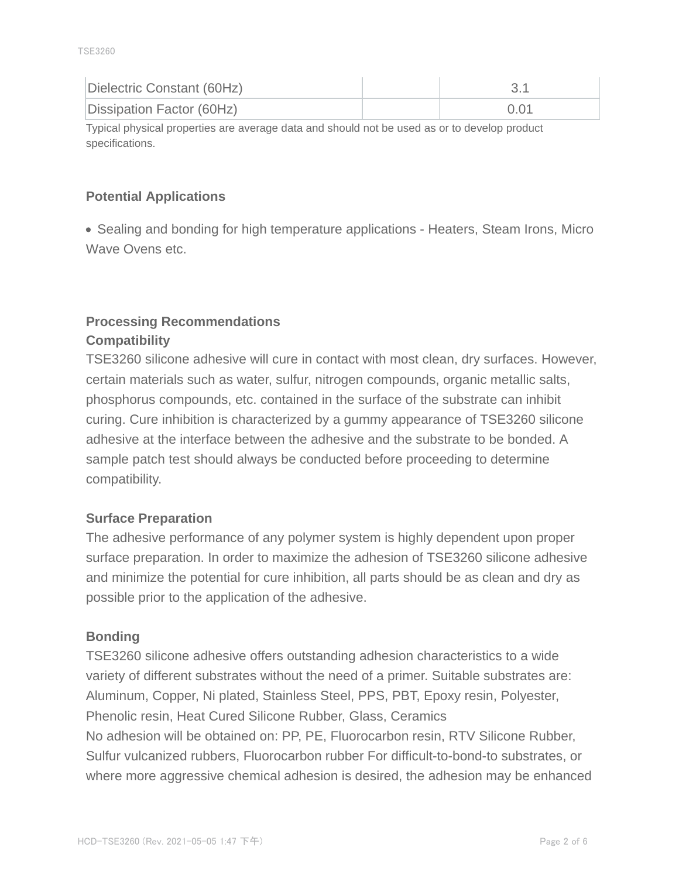| | | |
|---|---|---|
| Dielectric Constant (60Hz) | | 3.1 |
| Dissipation Factor (60Hz) | | 0.01 |

Typical physical properties are average data and should not be used as or to develop product specifications.

## Potential Applications

- Sealing and bonding for high temperature applications - Heaters, Steam Irons, Micro Wave Ovens etc.

## Processing Recommendations

### Compatibility

TSE3260 silicone adhesive will cure in contact with most clean, dry surfaces. However, certain materials such as water, sulfur, nitrogen compounds, organic metallic salts, phosphorus compounds, etc. contained in the surface of the substrate can inhibit curing. Cure inhibition is characterized by a gummy appearance of TSE3260 silicone adhesive at the interface between the adhesive and the substrate to be bonded. A sample patch test should always be conducted before proceeding to determine compatibility.

### Surface Preparation

The adhesive performance of any polymer system is highly dependent upon proper surface preparation. In order to maximize the adhesion of TSE3260 silicone adhesive and minimize the potential for cure inhibition, all parts should be as clean and dry as possible prior to the application of the adhesive.

### Bonding

TSE3260 silicone adhesive offers outstanding adhesion characteristics to a wide variety of different substrates without the need of a primer. Suitable substrates are: Aluminum, Copper, Ni plated, Stainless Steel, PPS, PBT, Epoxy resin, Polyester, Phenolic resin, Heat Cured Silicone Rubber, Glass, Ceramics
No adhesion will be obtained on: PP, PE, Fluorocarbon resin, RTV Silicone Rubber, Sulfur vulcanized rubbers, Fluorocarbon rubber For difficult-to-bond-to substrates, or where more aggressive chemical adhesion is desired, the adhesion may be enhanced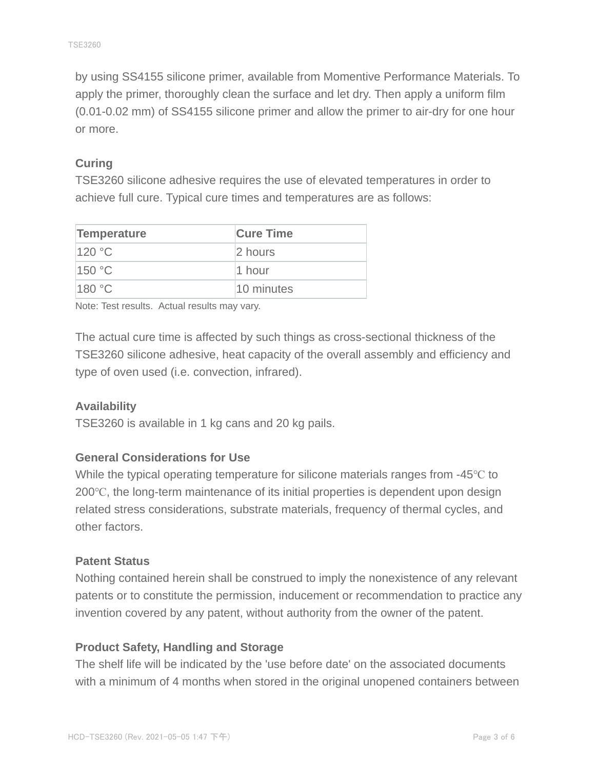by using SS4155 silicone primer, available from Momentive Performance Materials. To apply the primer, thoroughly clean the surface and let dry. Then apply a uniform film (0.01-0.02 mm) of SS4155 silicone primer and allow the primer to air-dry for one hour or more.

**Curing**

TSE3260 silicone adhesive requires the use of elevated temperatures in order to achieve full cure. Typical cure times and temperatures are as follows:

| Temperature | Cure Time |
| --- | --- |
| 120 °C | 2 hours |
| 150 °C | 1 hour |
| 180 °C | 10 minutes |

Note: Test results. Actual results may vary.

The actual cure time is affected by such things as cross-sectional thickness of the TSE3260 silicone adhesive, heat capacity of the overall assembly and efficiency and type of oven used (i.e. convection, infrared).

**Availability**

TSE3260 is available in 1 kg cans and 20 kg pails.

**General Considerations for Use**

While the typical operating temperature for silicone materials ranges from -45℃ to 200℃, the long-term maintenance of its initial properties is dependent upon design related stress considerations, substrate materials, frequency of thermal cycles, and other factors.

**Patent Status**

Nothing contained herein shall be construed to imply the nonexistence of any relevant patents or to constitute the permission, inducement or recommendation to practice any invention covered by any patent, without authority from the owner of the patent.

**Product Safety, Handling and Storage**

The shelf life will be indicated by the 'use before date' on the associated documents with a minimum of 4 months when stored in the original unopened containers between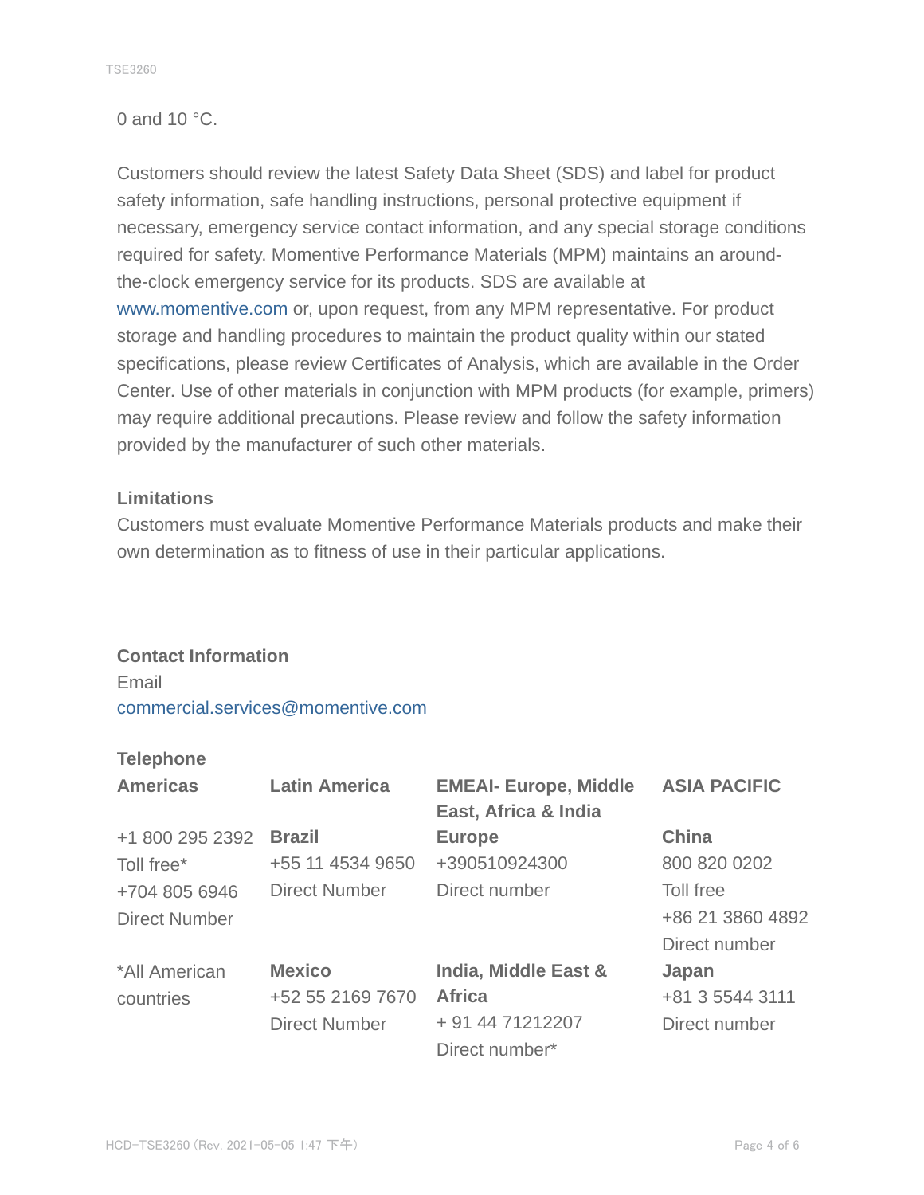0 and 10 °C.

Customers should review the latest Safety Data Sheet (SDS) and label for product safety information, safe handling instructions, personal protective equipment if necessary, emergency service contact information, and any special storage conditions required for safety. Momentive Performance Materials (MPM) maintains an around-the-clock emergency service for its products. SDS are available at www.momentive.com or, upon request, from any MPM representative. For product storage and handling procedures to maintain the product quality within our stated specifications, please review Certificates of Analysis, which are available in the Order Center. Use of other materials in conjunction with MPM products (for example, primers) may require additional precautions. Please review and follow the safety information provided by the manufacturer of such other materials.

**Limitations**

Customers must evaluate Momentive Performance Materials products and make their own determination as to fitness of use in their particular applications.

**Contact Information**

Email
commercial.services@momentive.com

**Telephone**

| **Americas** | **Latin America** | **EMEAI- Europe, Middle East, Africa & India** | **ASIA PACIFIC** |
|---|---|---|---|
| +1 800 295 2392 Toll free* +704 805 6946 Direct Number | **Brazil** +55 11 4534 9650 Direct Number | **Europe** +390510924300 Direct number | **China** 800 820 0202 Toll free +86 21 3860 4892 Direct number |
| *All American countries | **Mexico** +52 55 2169 7670 Direct Number | **India, Middle East & Africa** + 91 44 71212207 Direct number* | **Japan** +81 3 5544 3111 Direct number |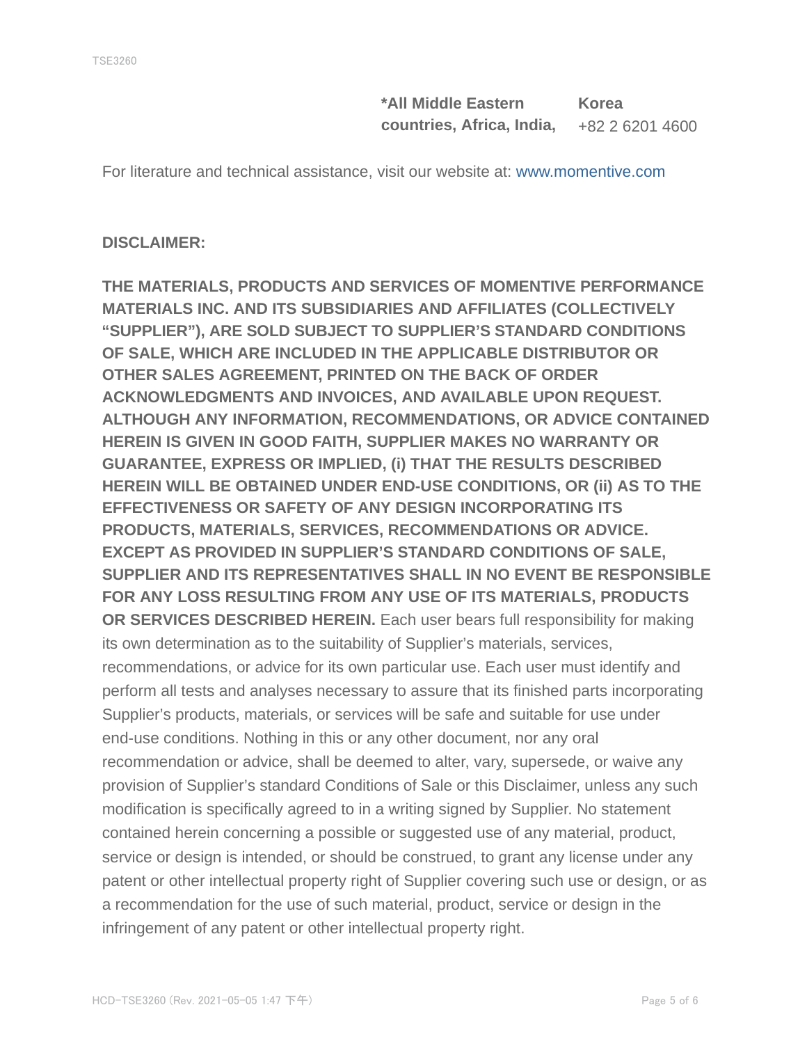| **\*All Middle Eastern countries, Africa, India,** | **Korea** |
| --- | --- |
| | +82 2 6201 4600 |

For literature and technical assistance, visit our website at: www.momentive.com

**DISCLAIMER:**

**THE MATERIALS, PRODUCTS AND SERVICES OF MOMENTIVE PERFORMANCE MATERIALS INC. AND ITS SUBSIDIARIES AND AFFILIATES (COLLECTIVELY "SUPPLIER"), ARE SOLD SUBJECT TO SUPPLIER'S STANDARD CONDITIONS OF SALE, WHICH ARE INCLUDED IN THE APPLICABLE DISTRIBUTOR OR OTHER SALES AGREEMENT, PRINTED ON THE BACK OF ORDER ACKNOWLEDGMENTS AND INVOICES, AND AVAILABLE UPON REQUEST. ALTHOUGH ANY INFORMATION, RECOMMENDATIONS, OR ADVICE CONTAINED HEREIN IS GIVEN IN GOOD FAITH, SUPPLIER MAKES NO WARRANTY OR GUARANTEE, EXPRESS OR IMPLIED, (i) THAT THE RESULTS DESCRIBED HEREIN WILL BE OBTAINED UNDER END-USE CONDITIONS, OR (ii) AS TO THE EFFECTIVENESS OR SAFETY OF ANY DESIGN INCORPORATING ITS PRODUCTS, MATERIALS, SERVICES, RECOMMENDATIONS OR ADVICE. EXCEPT AS PROVIDED IN SUPPLIER'S STANDARD CONDITIONS OF SALE, SUPPLIER AND ITS REPRESENTATIVES SHALL IN NO EVENT BE RESPONSIBLE FOR ANY LOSS RESULTING FROM ANY USE OF ITS MATERIALS, PRODUCTS OR SERVICES DESCRIBED HEREIN.** Each user bears full responsibility for making its own determination as to the suitability of Supplier's materials, services, recommendations, or advice for its own particular use. Each user must identify and perform all tests and analyses necessary to assure that its finished parts incorporating Supplier's products, materials, or services will be safe and suitable for use under end-use conditions. Nothing in this or any other document, nor any oral recommendation or advice, shall be deemed to alter, vary, supersede, or waive any provision of Supplier's standard Conditions of Sale or this Disclaimer, unless any such modification is specifically agreed to in a writing signed by Supplier. No statement contained herein concerning a possible or suggested use of any material, product, service or design is intended, or should be construed, to grant any license under any patent or other intellectual property right of Supplier covering such use or design, or as a recommendation for the use of such material, product, service or design in the infringement of any patent or other intellectual property right.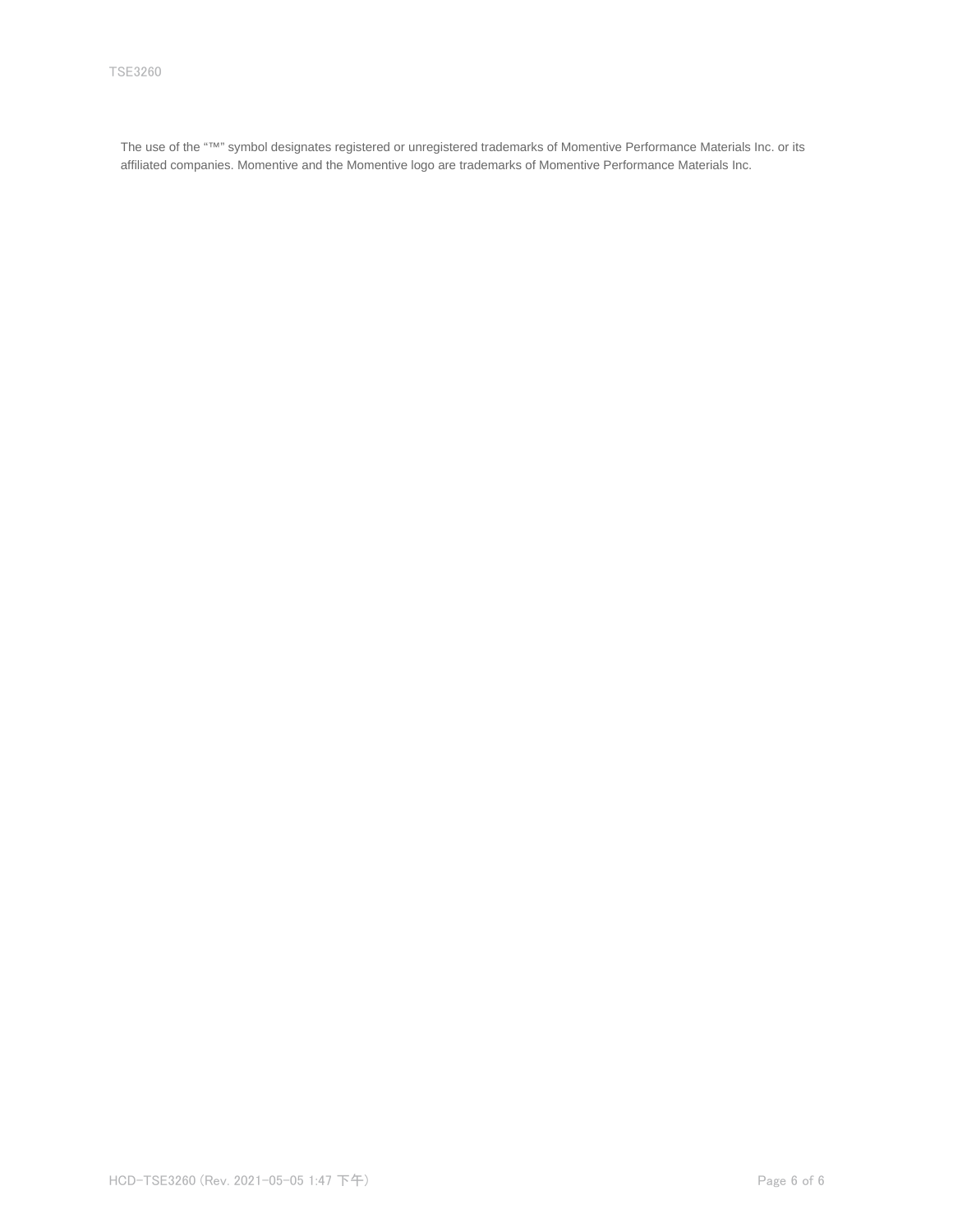The use of the "™" symbol designates registered or unregistered trademarks of Momentive Performance Materials Inc. or its affiliated companies. Momentive and the Momentive logo are trademarks of Momentive Performance Materials Inc.